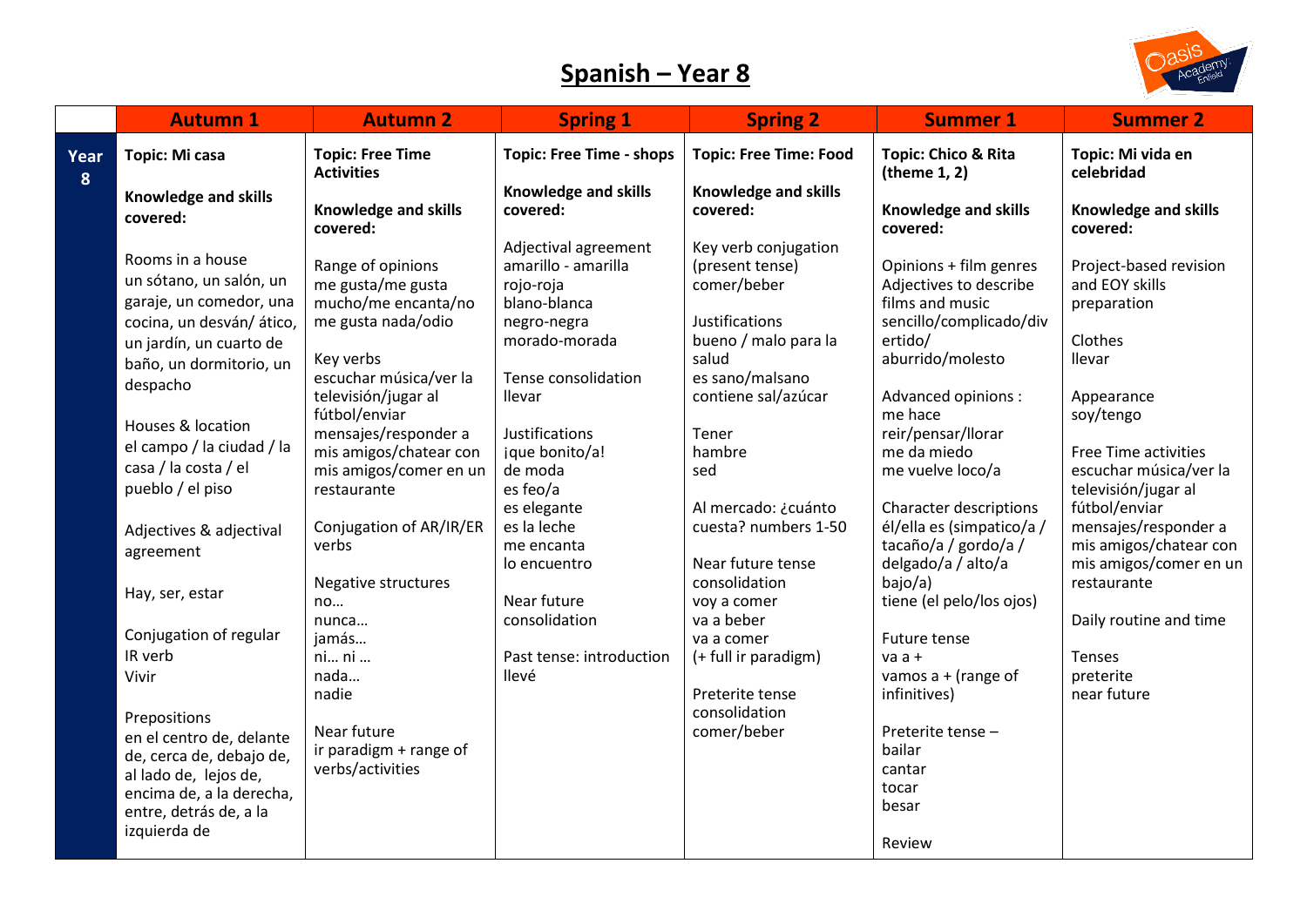# Spanish – Year 8

| | Autumn 1 | Autumn 2 | Spring 1 | Spring 2 | Summer 1 | Summer 2 |
|---|---|---|---|---|---|---|
| **Year 8** | **Topic: Mi casa**<br><br>**Knowledge and skills covered:**<br><br>Rooms in a house<br>un sótano, un salón, un garaje, un comedor, una cocina, un desván/ ático, un jardín, un cuarto de baño, un dormitorio, un despacho<br><br>Houses & location<br>el campo / la ciudad / la casa / la costa / el pueblo / el piso<br><br>Adjectives & adjectival agreement<br><br>Hay, ser, estar<br><br>Conjugation of regular IR verb<br>Vivir<br><br>Prepositions<br>en el centro de, delante de, cerca de, debajo de, al lado de, lejos de, encima de, a la derecha, entre, detrás de, a la izquierda de | **Topic: Free Time Activities**<br><br>**Knowledge and skills covered:**<br><br>Range of opinions<br>me gusta/me gusta mucho/me encanta/no me gusta nada/odio<br><br>Key verbs<br>escuchar música/ver la televisión/jugar al fútbol/enviar mensajes/responder a mis amigos/chatear con mis amigos/comer en un restaurante<br><br>Conjugation of AR/IR/ER verbs<br><br>Negative structures<br>no…<br>nunca…<br>jamás…<br>ni… ni …<br>nada…<br>nadie<br><br>Near future<br>ir paradigm + range of verbs/activities | **Topic: Free Time - shops**<br><br>**Knowledge and skills covered:**<br><br>Adjectival agreement<br>amarillo - amarilla<br>rojo-roja<br>blano-blanca<br>negro-negra<br>morado-morada<br><br>Tense consolidation<br>llevar<br><br>Justifications<br>¡que bonito/a!<br>de moda<br>es feo/a<br>es elegante<br>es la leche<br>me encanta<br>lo encuentro<br><br>Near future consolidation<br><br>Past tense: introduction<br>llevé | **Topic: Free Time: Food**<br><br>**Knowledge and skills covered:**<br><br>Key verb conjugation (present tense)<br>comer/beber<br><br>Justifications<br>bueno / malo para la salud<br>es sano/malsano<br>contiene sal/azúcar<br><br>Tener<br>hambre<br>sed<br><br>Al mercado: ¿cuánto cuesta? numbers 1-50<br><br>Near future tense consolidation<br>voy a comer<br>va a beber<br>va a comer<br>(+ full ir paradigm)<br><br>Preterite tense consolidation<br>comer/beber | **Topic: Chico & Rita (theme 1, 2)**<br><br>**Knowledge and skills covered:**<br><br>Opinions + film genres<br>Adjectives to describe films and music<br>sencillo/complicado/divertido/<br>aburrido/molesto<br><br>Advanced opinions :<br>me hace reir/pensar/llorar<br>me da miedo<br>me vuelve loco/a<br><br>Character descriptions<br>él/ella es (simpatico/a / tacaño/a / gordo/a / delgado/a / alto/a bajo/a)<br>tiene (el pelo/los ojos)<br><br>Future tense<br>va a +<br>vamos a + (range of infinitives)<br><br>Preterite tense –<br>bailar<br>cantar<br>tocar<br>besar<br><br>Review | **Topic: Mi vida en celebridad**<br><br>**Knowledge and skills covered:**<br><br>Project-based revision and EOY skills preparation<br><br>Clothes<br>llevar<br><br>Appearance<br>soy/tengo<br><br>Free Time activities<br>escuchar música/ver la televisión/jugar al fútbol/enviar mensajes/responder a mis amigos/chatear con mis amigos/comer en un restaurante<br><br>Daily routine and time<br><br>Tenses<br>preterite<br>near future |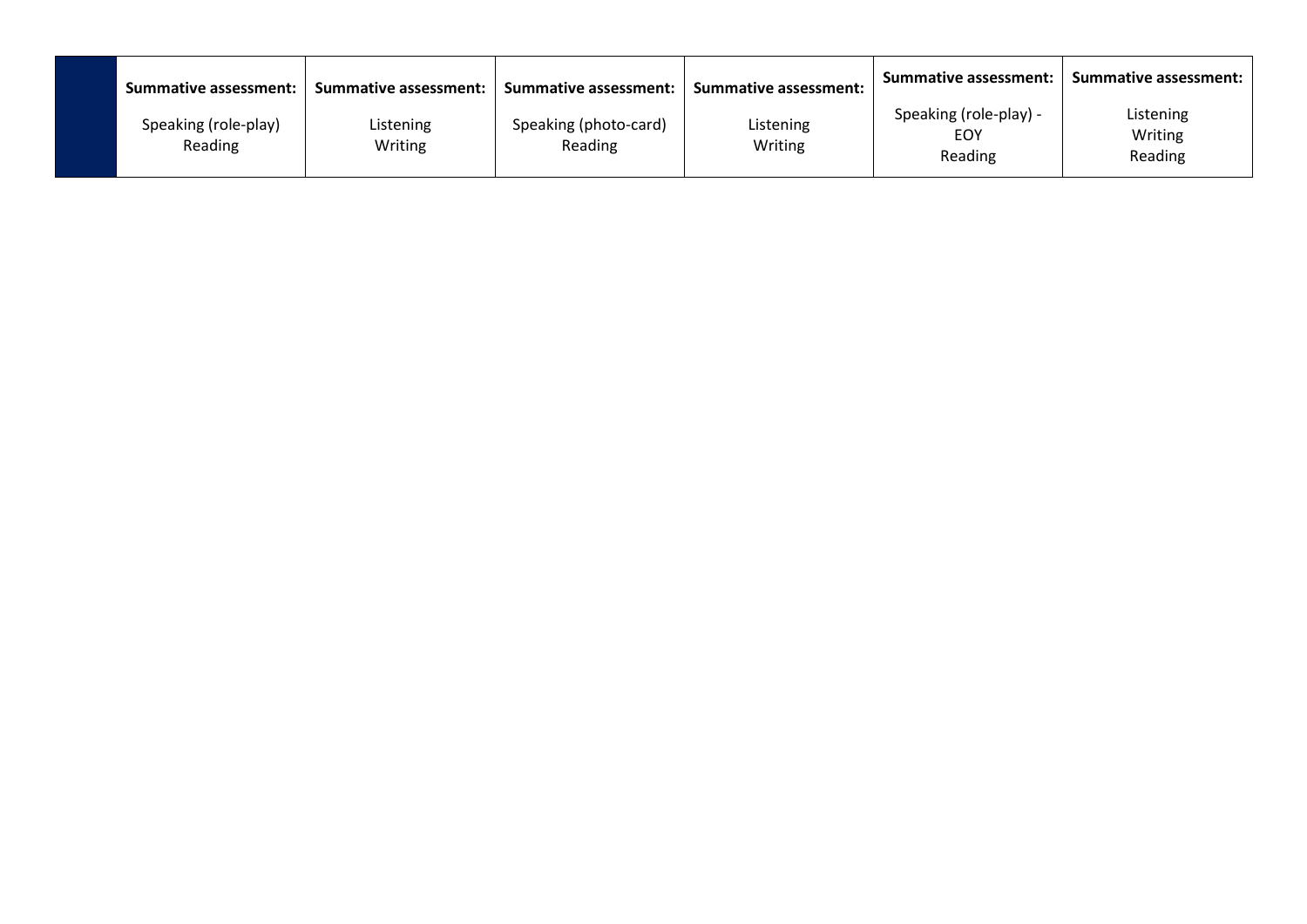| | | | | | | |
|---|---|---|---|---|---|---|
| | **Summative assessment:**<br><br>Speaking (role-play)<br>Reading | **Summative assessment:**<br><br>Listening<br>Writing | **Summative assessment:**<br><br>Speaking (photo-card)<br>Reading | **Summative assessment:**<br><br>Listening<br>Writing | **Summative assessment:**<br><br>Speaking (role-play) - EOY<br>Reading | **Summative assessment:**<br><br>Listening<br>Writing<br>Reading |